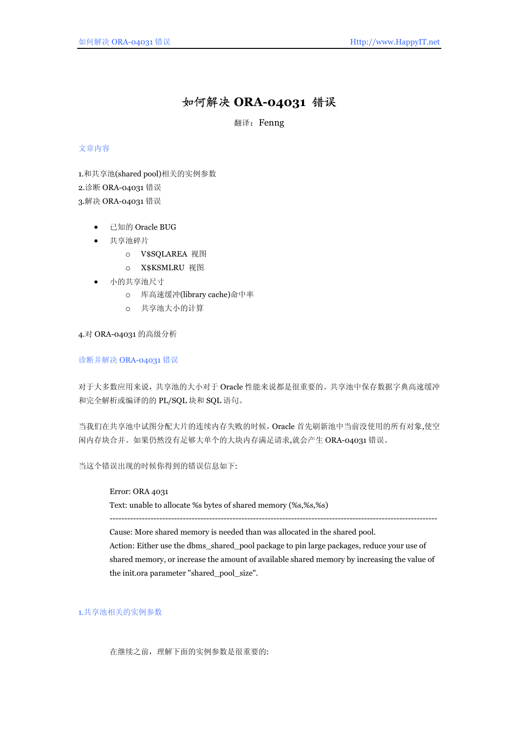# 如何解决 ORA-04031 错误

翻译：Fenng

## 文章内容

1.和共享池(shared pool)相关的实例参数
2.诊断 ORA-04031 错误
3.解决 ORA-04031 错误

- 已知的 Oracle BUG
- 共享池碎片
  - V$SQLAREA 视图
  - X$KSMLRU 视图
- 小的共享池尺寸
  - 库高速缓冲(library cache)命中率
  - 共享池大小的计算

4.对 ORA-04031 的高级分析

## 诊断并解决 ORA-04031 错误

对于大多数应用来说，共享池的大小对于 Oracle 性能来说都是很重要的。共享池中保存数据字典高速缓冲和完全解析或编译的的 PL/SQL 块和 SQL 语句。

当我们在共享池中试图分配大片的连续内存失败的时候，Oracle 首先刷新池中当前没使用的所有对象,使空闲内存块合并。如果仍然没有足够大单个的大块内存满足请求,就会产生 ORA-04031 错误。

当这个错误出现的时候你得到的错误信息如下:

> Error: ORA 4031
> Text: unable to allocate %s bytes of shared memory (%s,%s,%s)
> -------------------------------------------------------------------------------------------------------------
> Cause: More shared memory is needed than was allocated in the shared pool.
> Action: Either use the dbms_shared_pool package to pin large packages, reduce your use of shared memory, or increase the amount of available shared memory by increasing the value of the init.ora parameter "shared_pool_size".

## 1.共享池相关的实例参数

在继续之前，理解下面的实例参数是很重要的: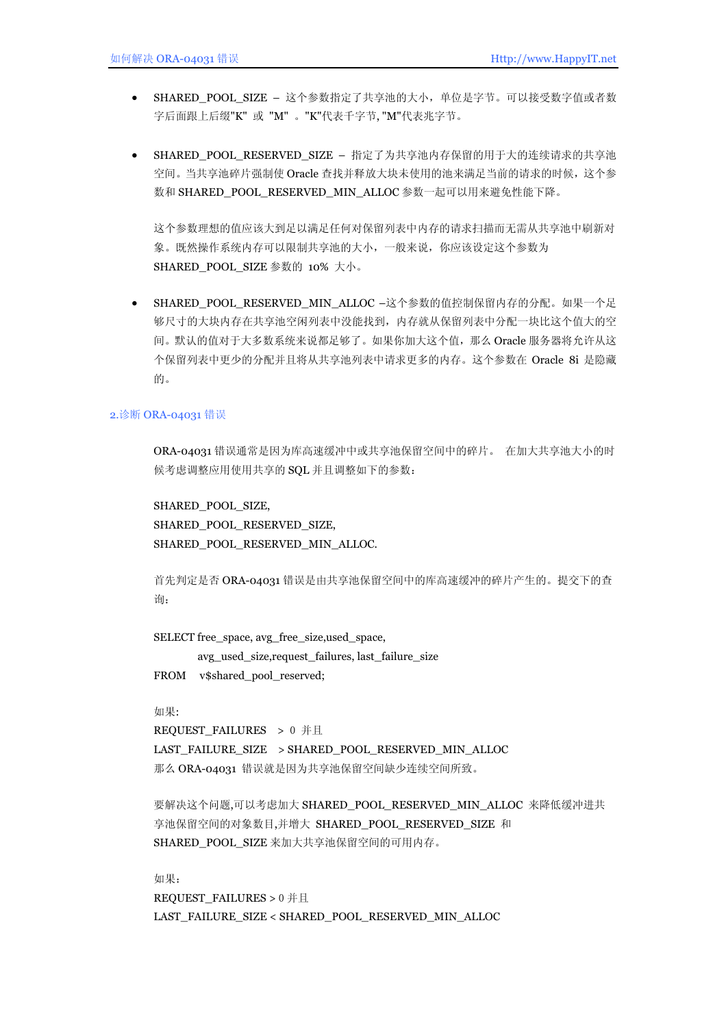- SHARED_POOL_SIZE – 这个参数指定了共享池的大小，单位是字节。可以接受数字值或者数字后面跟上后缀"K" 或 "M" 。"K"代表千字节, "M"代表兆字节。

- SHARED_POOL_RESERVED_SIZE – 指定了为共享池内存保留的用于大的连续请求的共享池空间。当共享池碎片强制使 Oracle 查找并释放大块未使用的池来满足当前的请求的时候，这个参数和 SHARED_POOL_RESERVED_MIN_ALLOC 参数一起可以用来避免性能下降。

  这个参数理想的值应该大到足以满足任何对保留列表中内存的请求扫描而无需从共享池中刷新对象。既然操作系统内存可以限制共享池的大小，一般来说，你应该设定这个参数为 SHARED_POOL_SIZE 参数的 10% 大小。

- SHARED_POOL_RESERVED_MIN_ALLOC –这个参数的值控制保留内存的分配。如果一个足够尺寸的大块内存在共享池空闲列表中没能找到，内存就从保留列表中分配一块比这个值大的空间。默认的值对于大多数系统来说都足够了。如果你加大这个值，那么 Oracle 服务器将允许从这个保留列表中更少的分配并且将从共享池列表中请求更多的内存。这个参数在 Oracle 8i 是隐藏的。

## 2.诊断 ORA-04031 错误

ORA-04031 错误通常是因为库高速缓冲中或共享池保留空间中的碎片。 在加大共享池大小的时候考虑调整应用使用共享的 SQL 并且调整如下的参数：

SHARED_POOL_SIZE,
SHARED_POOL_RESERVED_SIZE,
SHARED_POOL_RESERVED_MIN_ALLOC.

首先判定是否 ORA-04031 错误是由共享池保留空间中的库高速缓冲的碎片产生的。提交下的查询：

```
SELECT free_space, avg_free_size,used_space,
       avg_used_size,request_failures, last_failure_size
FROM   v$shared_pool_reserved;
```

如果:
REQUEST_FAILURES > 0 并且
LAST_FAILURE_SIZE > SHARED_POOL_RESERVED_MIN_ALLOC
那么 ORA-04031 错误就是因为共享池保留空间缺少连续空间所致。

要解决这个问题,可以考虑加大 SHARED_POOL_RESERVED_MIN_ALLOC 来降低缓冲进共享池保留空间的对象数目,并增大 SHARED_POOL_RESERVED_SIZE 和 SHARED_POOL_SIZE 来加大共享池保留空间的可用内存。

如果：
REQUEST_FAILURES > 0 并且
LAST_FAILURE_SIZE < SHARED_POOL_RESERVED_MIN_ALLOC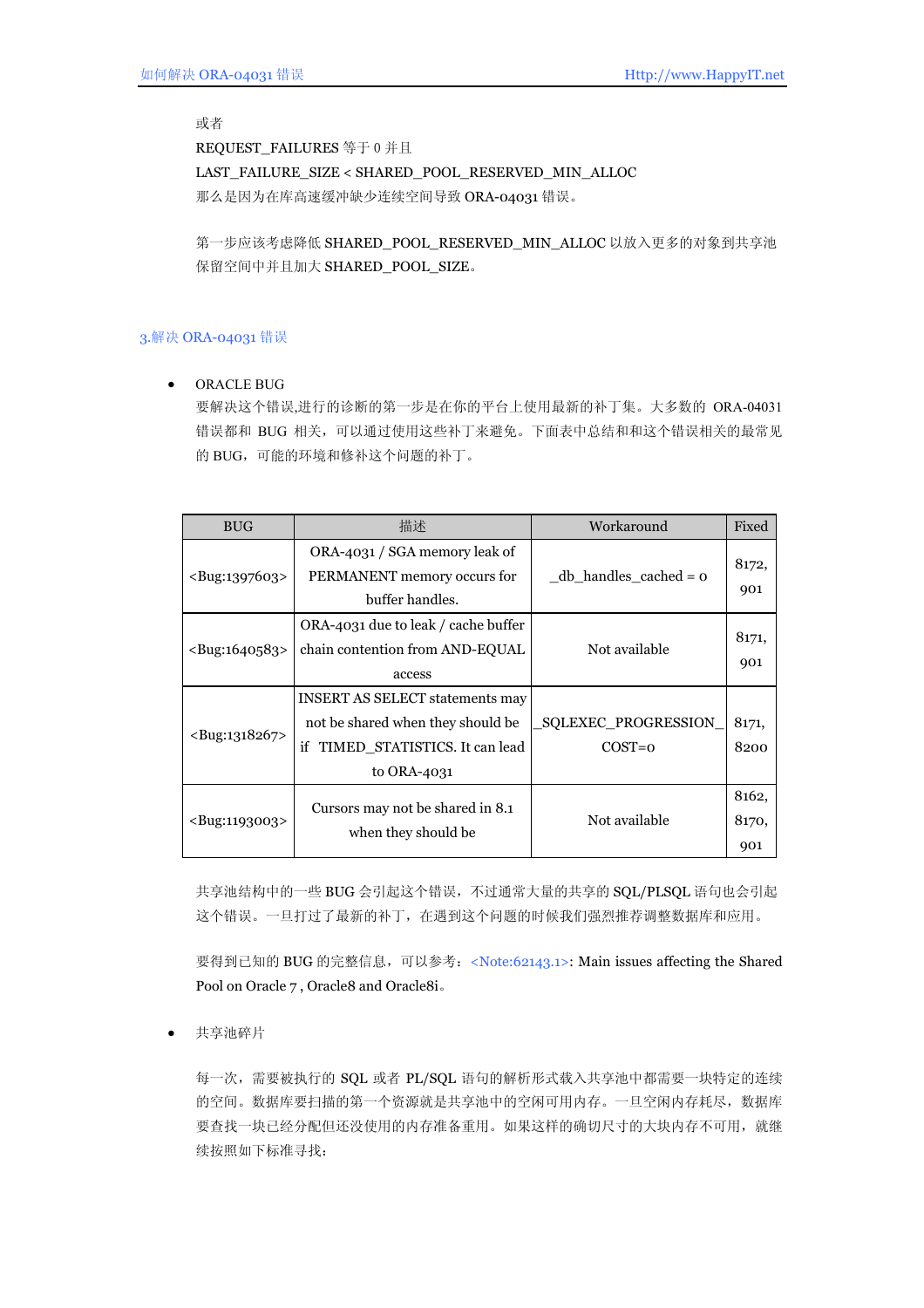或者

REQUEST_FAILURES 等于 0 并且

LAST_FAILURE_SIZE < SHARED_POOL_RESERVED_MIN_ALLOC

那么是因为在库高速缓冲缺少连续空间导致 ORA-04031 错误。

第一步应该考虑降低 SHARED_POOL_RESERVED_MIN_ALLOC 以放入更多的对象到共享池保留空间中并且加大 SHARED_POOL_SIZE。

## 3.解决 ORA-04031 错误

- ORACLE BUG

  要解决这个错误,进行的诊断的第一步是在你的平台上使用最新的补丁集。大多数的 ORA-04031 错误都和 BUG 相关，可以通过使用这些补丁来避免。下面表中总结和和这个错误相关的最常见的 BUG，可能的环境和修补这个问题的补丁。

| BUG | 描述 | Workaround | Fixed |
|---|---|---|---|
| <Bug:1397603> | ORA-4031 / SGA memory leak of PERMANENT memory occurs for buffer handles. | _db_handles_cached = 0 | 8172, 901 |
| <Bug:1640583> | ORA-4031 due to leak / cache buffer chain contention from AND-EQUAL access | Not available | 8171, 901 |
| <Bug:1318267> | INSERT AS SELECT statements may not be shared when they should be if TIMED_STATISTICS. It can lead to ORA-4031 | _SQLEXEC_PROGRESSION_COST=0 | 8171, 8200 |
| <Bug:1193003> | Cursors may not be shared in 8.1 when they should be | Not available | 8162, 8170, 901 |

  共享池结构中的一些 BUG 会引起这个错误，不过通常大量的共享的 SQL/PLSQL 语句也会引起这个错误。一旦打过了最新的补丁，在遇到这个问题的时候我们强烈推荐调整数据库和应用。

  要得到已知的 BUG 的完整信息，可以参考：<Note:62143.1>: Main issues affecting the Shared Pool on Oracle 7 , Oracle8 and Oracle8i。

- 共享池碎片

  每一次，需要被执行的 SQL 或者 PL/SQL 语句的解析形式载入共享池中都需要一块特定的连续的空间。数据库要扫描的第一个资源就是共享池中的空闲可用内存。一旦空闲内存耗尽，数据库要查找一块已经分配但还没使用的内存准备重用。如果这样的确切尺寸的大块内存不可用，就继续按照如下标准寻找：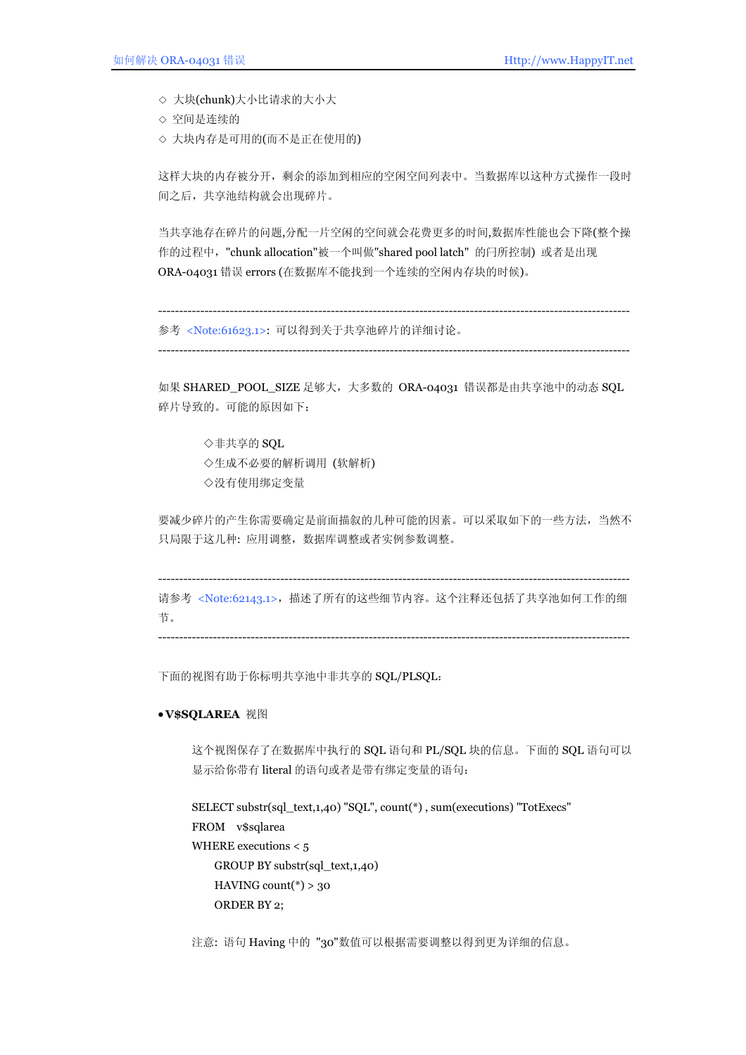◇ 大块(chunk)大小比请求的大小大
◇ 空间是连续的
◇ 大块内存是可用的(而不是正在使用的)

这样大块的内存被分开，剩余的添加到相应的空闲空间列表中。当数据库以这种方式操作一段时间之后，共享池结构就会出现碎片。

当共享池存在碎片的问题,分配一片空闲的空间就会花费更多的时间,数据库性能也会下降(整个操作的过程中，"chunk allocation"被一个叫做"shared pool latch" 的闩所控制) 或者是出现 ORA-04031 错误 errors (在数据库不能找到一个连续的空闲内存块的时候)。

---

参考 <Note:61623.1>: 可以得到关于共享池碎片的详细讨论。

---

如果 SHARED_POOL_SIZE 足够大，大多数的 ORA-04031 错误都是由共享池中的动态 SQL 碎片导致的。可能的原因如下：

◇非共享的 SQL
◇生成不必要的解析调用 (软解析)
◇没有使用绑定变量

要减少碎片的产生你需要确定是前面描叙的几种可能的因素。可以采取如下的一些方法，当然不只局限于这几种: 应用调整，数据库调整或者实例参数调整。

---

请参考 <Note:62143.1>，描述了所有的这些细节内容。这个注释还包括了共享池如何工作的细节。

---

下面的视图有助于你标明共享池中非共享的 SQL/PLSQL:

- **V$SQLAREA** 视图

  这个视图保存了在数据库中执行的 SQL 语句和 PL/SQL 块的信息。下面的 SQL 语句可以显示给你带有 literal 的语句或者是带有绑定变量的语句：

```
SELECT substr(sql_text,1,40) "SQL", count(*) , sum(executions) "TotExecs"
FROM   v$sqlarea
WHERE executions < 5
    GROUP BY substr(sql_text,1,40)
    HAVING count(*) > 30
    ORDER BY 2;
```

  注意: 语句 Having 中的 "30"数值可以根据需要调整以得到更为详细的信息。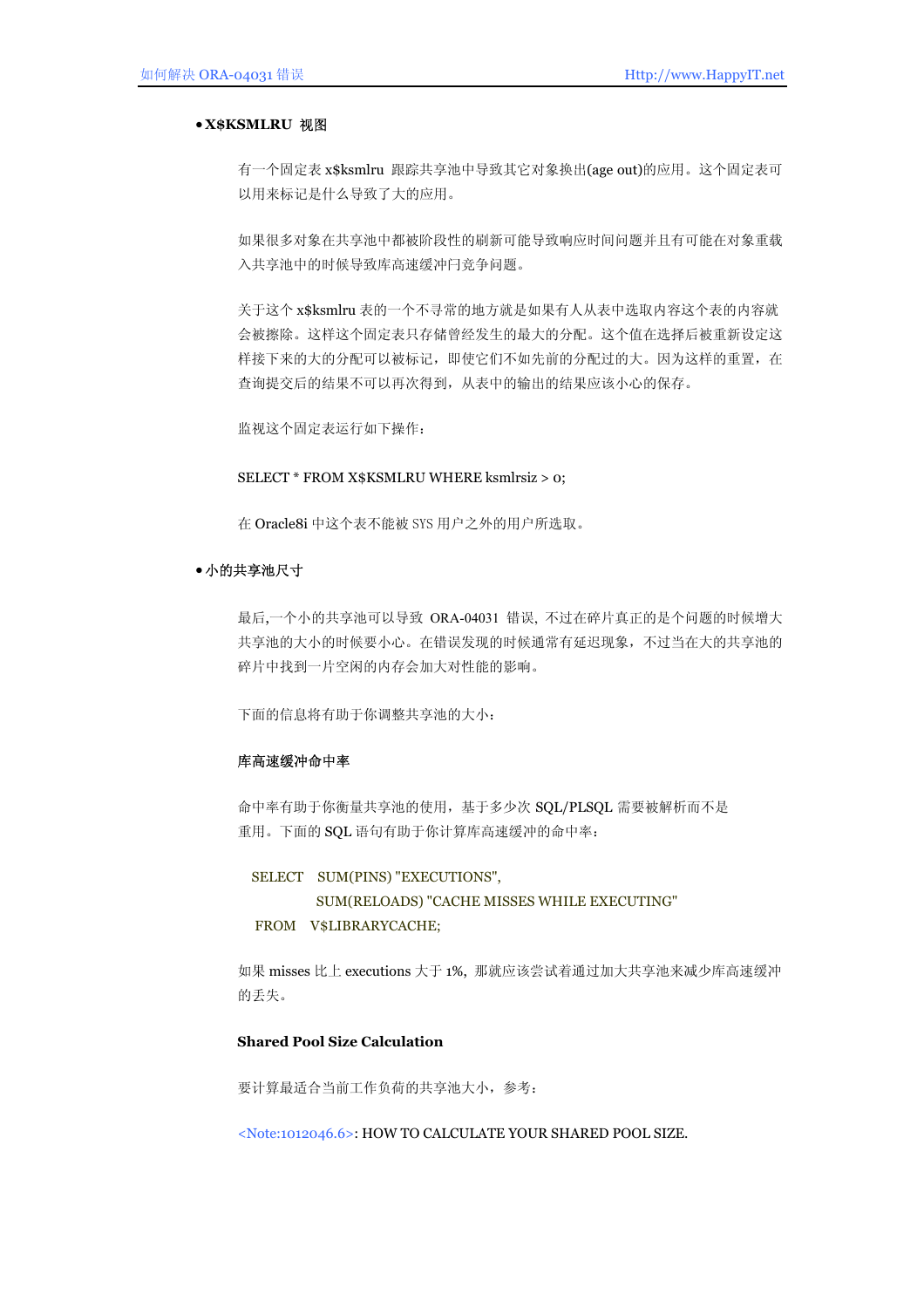- **X$KSMLRU 视图**

有一个固定表 x$ksmlru 跟踪共享池中导致其它对象换出(age out)的应用。这个固定表可以用来标记是什么导致了大的应用。

如果很多对象在共享池中都被阶段性的刷新可能导致响应时间问题并且有可能在对象重载入共享池中的时候导致库高速缓冲闩竞争问题。

关于这个 x$ksmlru 表的一个不寻常的地方就是如果有人从表中选取内容这个表的内容就会被擦除。这样这个固定表只存储曾经发生的最大的分配。这个值在选择后被重新设定这样接下来的大的分配可以被标记，即使它们不如先前的分配过的大。因为这样的重置，在查询提交后的结果不可以再次得到，从表中的输出的结果应该小心的保存。

监视这个固定表运行如下操作：

```
SELECT * FROM X$KSMLRU WHERE ksmlrsiz > 0;
```

在 Oracle8i 中这个表不能被 SYS 用户之外的用户所选取。

- **小的共享池尺寸**

最后,一个小的共享池可以导致 ORA-04031 错误，不过在碎片真正的是个问题的时候增大共享池的大小的时候要小心。在错误发现的时候通常有延迟现象，不过当在大的共享池的碎片中找到一片空闲的内存会加大对性能的影响。

下面的信息将有助于你调整共享池的大小：

**库高速缓冲命中率**

命中率有助于你衡量共享池的使用，基于多少次 SQL/PLSQL 需要被解析而不是重用。下面的 SQL 语句有助于你计算库高速缓冲的命中率：

```
SELECT   SUM(PINS) "EXECUTIONS",
         SUM(RELOADS) "CACHE MISSES WHILE EXECUTING"
FROM     V$LIBRARYCACHE;
```

如果 misses 比上 executions 大于 1%，那就应该尝试着通过加大共享池来减少库高速缓冲的丢失。

**Shared Pool Size Calculation**

要计算最适合当前工作负荷的共享池大小，参考：

<Note:1012046.6>: HOW TO CALCULATE YOUR SHARED POOL SIZE.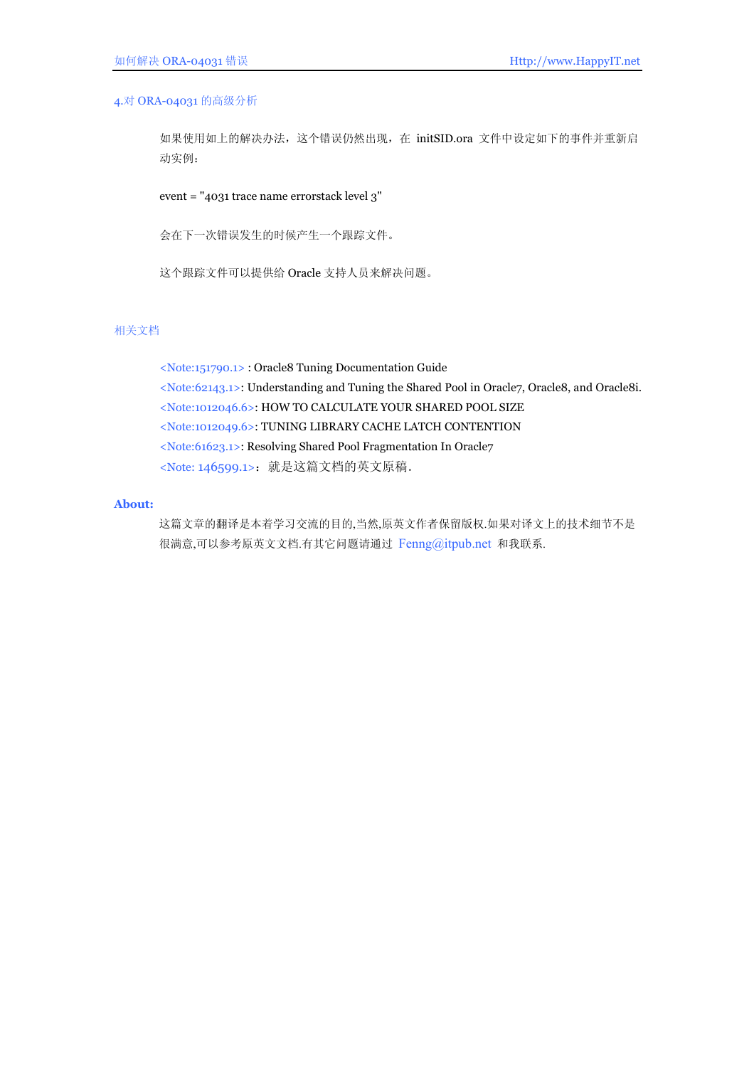## 4.对 ORA-04031 的高级分析

如果使用如上的解决办法，这个错误仍然出现，在 initSID.ora 文件中设定如下的事件并重新启动实例：

event = "4031 trace name errorstack level 3"

会在下一次错误发生的时候产生一个跟踪文件。

这个跟踪文件可以提供给 Oracle 支持人员来解决问题。

## 相关文档

<Note:151790.1> : Oracle8 Tuning Documentation Guide
<Note:62143.1>: Understanding and Tuning the Shared Pool in Oracle7, Oracle8, and Oracle8i.
<Note:1012046.6>: HOW TO CALCULATE YOUR SHARED POOL SIZE
<Note:1012049.6>: TUNING LIBRARY CACHE LATCH CONTENTION
<Note:61623.1>: Resolving Shared Pool Fragmentation In Oracle7
<Note: 146599.1>：就是这篇文档的英文原稿.

**About:**

这篇文章的翻译是本着学习交流的目的,当然,原英文作者保留版权.如果对译文上的技术细节不是很满意,可以参考原英文文档.有其它问题请通过 Fenng@itpub.net 和我联系.